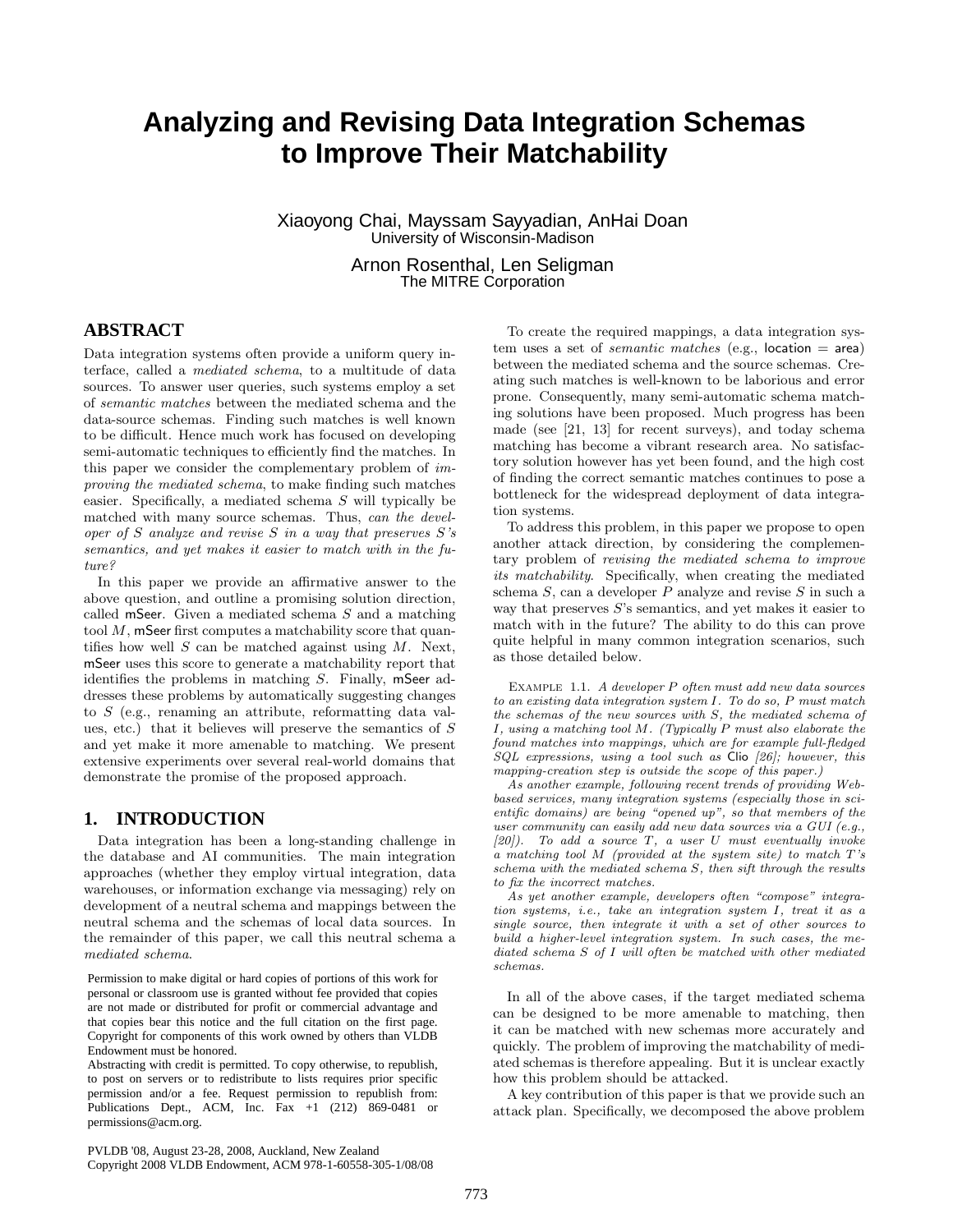# Analyzing and Revising Data Integration Schemas to Improve Their Matchability

Xiaoyong Chai, Mayssam Sayyadian, AnHai Doan
University of Wisconsin-Madison

Arnon Rosenthal, Len Seligman
The MITRE Corporation

## ABSTRACT

Data integration systems often provide a uniform query interface, called a *mediated schema*, to a multitude of data sources. To answer user queries, such systems employ a set of *semantic matches* between the mediated schema and the data-source schemas. Finding such matches is well known to be difficult. Hence much work has focused on developing semi-automatic techniques to efficiently find the matches. In this paper we consider the complementary problem of *improving the mediated schema*, to make finding such matches easier. Specifically, a mediated schema $S$ will typically be matched with many source schemas. Thus, *can the developer of $S$ analyze and revise $S$ in a way that preserves $S$'s semantics, and yet makes it easier to match with in the future?*

In this paper we provide an affirmative answer to the above question, and outline a promising solution direction, called mSeer. Given a mediated schema $S$ and a matching tool $M$, mSeer first computes a matchability score that quantifies how well $S$ can be matched against using $M$. Next, mSeer uses this score to generate a matchability report that identifies the problems in matching $S$. Finally, mSeer addresses these problems by automatically suggesting changes to $S$ (e.g., renaming an attribute, reformatting data values, etc.) that it believes will preserve the semantics of $S$ and yet make it more amenable to matching. We present extensive experiments over several real-world domains that demonstrate the promise of the proposed approach.

## 1. INTRODUCTION

Data integration has been a long-standing challenge in the database and AI communities. The main integration approaches (whether they employ virtual integration, data warehouses, or information exchange via messaging) rely on development of a neutral schema and mappings between the neutral schema and the schemas of local data sources. In the remainder of this paper, we call this neutral schema a *mediated schema*.

Permission to make digital or hard copies of portions of this work for personal or classroom use is granted without fee provided that copies are not made or distributed for profit or commercial advantage and that copies bear this notice and the full citation on the first page. Copyright for components of this work owned by others than VLDB Endowment must be honored.
Abstracting with credit is permitted. To copy otherwise, to republish, to post on servers or to redistribute to lists requires prior specific permission and/or a fee. Request permission to republish from: Publications Dept., ACM, Inc. Fax +1 (212) 869-0481 or permissions@acm.org.

PVLDB '08, August 23-28, 2008, Auckland, New Zealand
Copyright 2008 VLDB Endowment, ACM 978-1-60558-305-1/08/08

To create the required mappings, a data integration system uses a set of *semantic matches* (e.g., location = area) between the mediated schema and the source schemas. Creating such matches is well-known to be laborious and error prone. Consequently, many semi-automatic schema matching solutions have been proposed. Much progress has been made (see [21, 13] for recent surveys), and today schema matching has become a vibrant research area. No satisfactory solution however has yet been found, and the high cost of finding the correct semantic matches continues to pose a bottleneck for the widespread deployment of data integration systems.

To address this problem, in this paper we propose to open another attack direction, by considering the complementary problem of *revising the mediated schema to improve its matchability*. Specifically, when creating the mediated schema $S$, can a developer $P$ analyze and revise $S$ in such a way that preserves $S$'s semantics, and yet makes it easier to match with in the future? The ability to do this can prove quite helpful in many common integration scenarios, such as those detailed below.

Example 1.1. *A developer $P$ often must add new data sources to an existing data integration system $I$. To do so, $P$ must match the schemas of the new sources with $S$, the mediated schema of $I$, using a matching tool $M$. (Typically $P$ must also elaborate the found matches into mappings, which are for example full-fledged SQL expressions, using a tool such as* Clio *[26]; however, this mapping-creation step is outside the scope of this paper.)*

*As another example, following recent trends of providing Web-based services, many integration systems (especially those in scientific domains) are being "opened up", so that members of the user community can easily add new data sources via a GUI (e.g., [20]). To add a source $T$, a user $U$ must eventually invoke a matching tool $M$ (provided at the system site) to match $T$'s schema with the mediated schema $S$, then sift through the results to fix the incorrect matches.*

*As yet another example, developers often "compose" integration systems, i.e., take an integration system $I$, treat it as a single source, then integrate it with a set of other sources to build a higher-level integration system. In such cases, the mediated schema $S$ of $I$ will often be matched with other mediated schemas.*

In all of the above cases, if the target mediated schema can be designed to be more amenable to matching, then it can be matched with new schemas more accurately and quickly. The problem of improving the matchability of mediated schemas is therefore appealing. But it is unclear exactly how this problem should be attacked.

A key contribution of this paper is that we provide such an attack plan. Specifically, we decomposed the above problem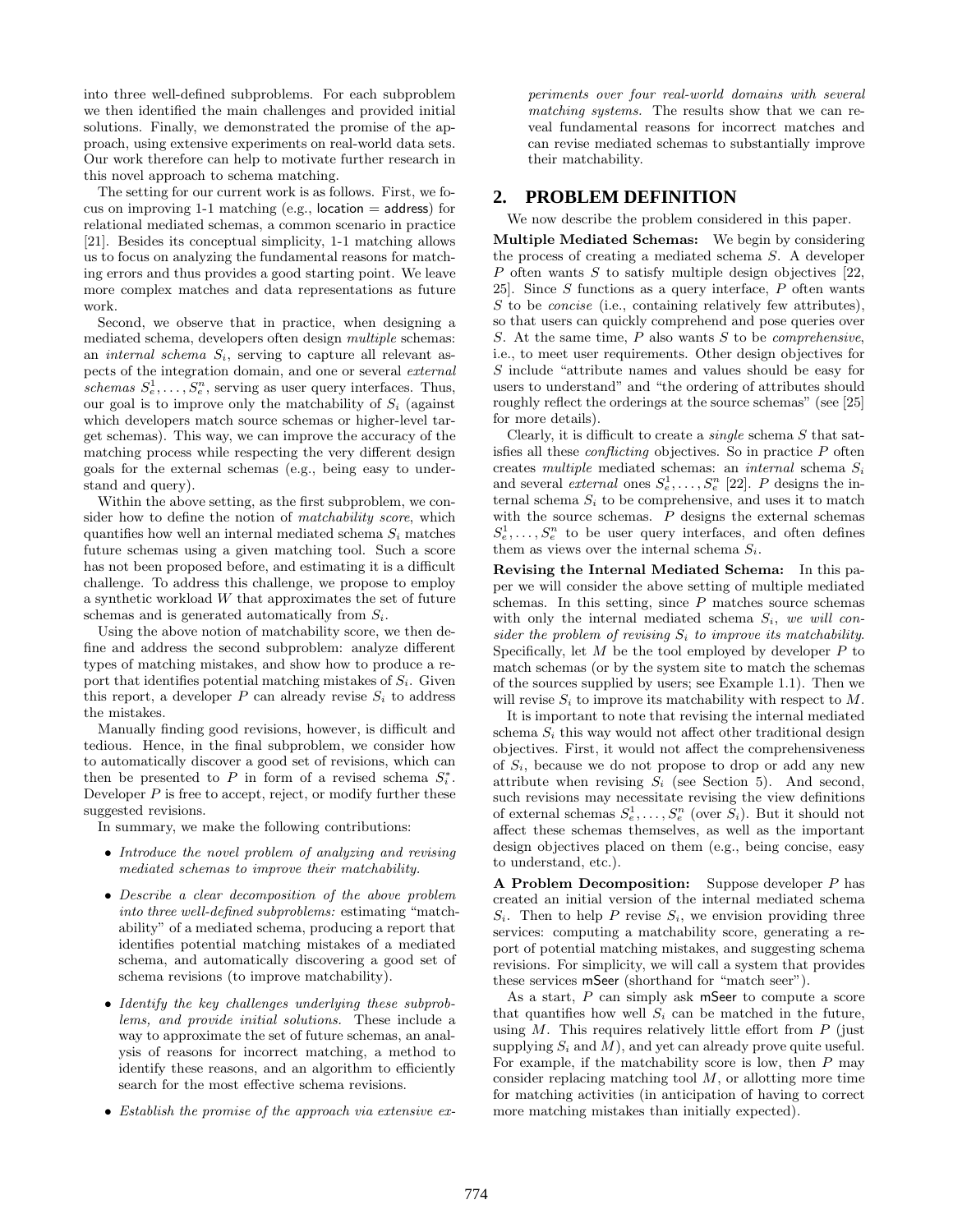into three well-defined subproblems. For each subproblem we then identified the main challenges and provided initial solutions. Finally, we demonstrated the promise of the approach, using extensive experiments on real-world data sets. Our work therefore can help to motivate further research in this novel approach to schema matching.

The setting for our current work is as follows. First, we focus on improving 1-1 matching (e.g., location = address) for relational mediated schemas, a common scenario in practice [21]. Besides its conceptual simplicity, 1-1 matching allows us to focus on analyzing the fundamental reasons for matching errors and thus provides a good starting point. We leave more complex matches and data representations as future work.

Second, we observe that in practice, when designing a mediated schema, developers often design *multiple* schemas: an *internal schema* $S_i$, serving to capture all relevant aspects of the integration domain, and one or several *external schemas* $S_e^1, \ldots, S_e^n$, serving as user query interfaces. Thus, our goal is to improve only the matchability of $S_i$ (against which developers match source schemas or higher-level target schemas). This way, we can improve the accuracy of the matching process while respecting the very different design goals for the external schemas (e.g., being easy to understand and query).

Within the above setting, as the first subproblem, we consider how to define the notion of *matchability score*, which quantifies how well an internal mediated schema $S_i$ matches future schemas using a given matching tool. Such a score has not been proposed before, and estimating it is a difficult challenge. To address this challenge, we propose to employ a synthetic workload $W$ that approximates the set of future schemas and is generated automatically from $S_i$.

Using the above notion of matchability score, we then define and address the second subproblem: analyze different types of matching mistakes, and show how to produce a report that identifies potential matching mistakes of $S_i$. Given this report, a developer $P$ can already revise $S_i$ to address the mistakes.

Manually finding good revisions, however, is difficult and tedious. Hence, in the final subproblem, we consider how to automatically discover a good set of revisions, which can then be presented to $P$ in form of a revised schema $S_i^*$. Developer $P$ is free to accept, reject, or modify further these suggested revisions.

In summary, we make the following contributions:

- *Introduce the novel problem of analyzing and revising mediated schemas to improve their matchability.*
- *Describe a clear decomposition of the above problem into three well-defined subproblems:* estimating "matchability" of a mediated schema, producing a report that identifies potential matching mistakes of a mediated schema, and automatically discovering a good set of schema revisions (to improve matchability).
- *Identify the key challenges underlying these subproblems, and provide initial solutions.* These include a way to approximate the set of future schemas, an analysis of reasons for incorrect matching, a method to identify these reasons, and an algorithm to efficiently search for the most effective schema revisions.
- *Establish the promise of the approach via extensive experiments over four real-world domains with several matching systems.* The results show that we can reveal fundamental reasons for incorrect matches and can revise mediated schemas to substantially improve their matchability.

## 2. PROBLEM DEFINITION

We now describe the problem considered in this paper.

**Multiple Mediated Schemas:** We begin by considering the process of creating a mediated schema $S$. A developer $P$ often wants $S$ to satisfy multiple design objectives [22, 25]. Since $S$ functions as a query interface, $P$ often wants $S$ to be *concise* (i.e., containing relatively few attributes), so that users can quickly comprehend and pose queries over $S$. At the same time, $P$ also wants $S$ to be *comprehensive*, i.e., to meet user requirements. Other design objectives for $S$ include "attribute names and values should be easy for users to understand" and "the ordering of attributes should roughly reflect the orderings at the source schemas" (see [25] for more details).

Clearly, it is difficult to create a *single* schema $S$ that satisfies all these *conflicting* objectives. So in practice $P$ often creates *multiple* mediated schemas: an *internal* schema $S_i$ and several *external* ones $S_e^1, \ldots, S_e^n$ [22]. $P$ designs the internal schema $S_i$ to be comprehensive, and uses it to match with the source schemas. $P$ designs the external schemas $S_e^1, \ldots, S_e^n$ to be user query interfaces, and often defines them as views over the internal schema $S_i$.

**Revising the Internal Mediated Schema:** In this paper we will consider the above setting of multiple mediated schemas. In this setting, since $P$ matches source schemas with only the internal mediated schema $S_i$, *we will consider the problem of revising $S_i$ to improve its matchability.* Specifically, let $M$ be the tool employed by developer $P$ to match schemas (or by the system site to match the schemas of the sources supplied by users; see Example 1.1). Then we will revise $S_i$ to improve its matchability with respect to $M$.

It is important to note that revising the internal mediated schema $S_i$ this way would not affect other traditional design objectives. First, it would not affect the comprehensiveness of $S_i$, because we do not propose to drop or add any new attribute when revising $S_i$ (see Section 5). And second, such revisions may necessitate revising the view definitions of external schemas $S_e^1, \ldots, S_e^n$ (over $S_i$). But it should not affect these schemas themselves, as well as the important design objectives placed on them (e.g., being concise, easy to understand, etc.).

**A Problem Decomposition:** Suppose developer $P$ has created an initial version of the internal mediated schema $S_i$. Then to help $P$ revise $S_i$, we envision providing three services: computing a matchability score, generating a report of potential matching mistakes, and suggesting schema revisions. For simplicity, we will call a system that provides these services mSeer (shorthand for "match seer").

As a start, $P$ can simply ask mSeer to compute a score that quantifies how well $S_i$ can be matched in the future, using $M$. This requires relatively little effort from $P$ (just supplying $S_i$ and $M$), and yet can already prove quite useful. For example, if the matchability score is low, then $P$ may consider replacing matching tool $M$, or allotting more time for matching activities (in anticipation of having to correct more matching mistakes than initially expected).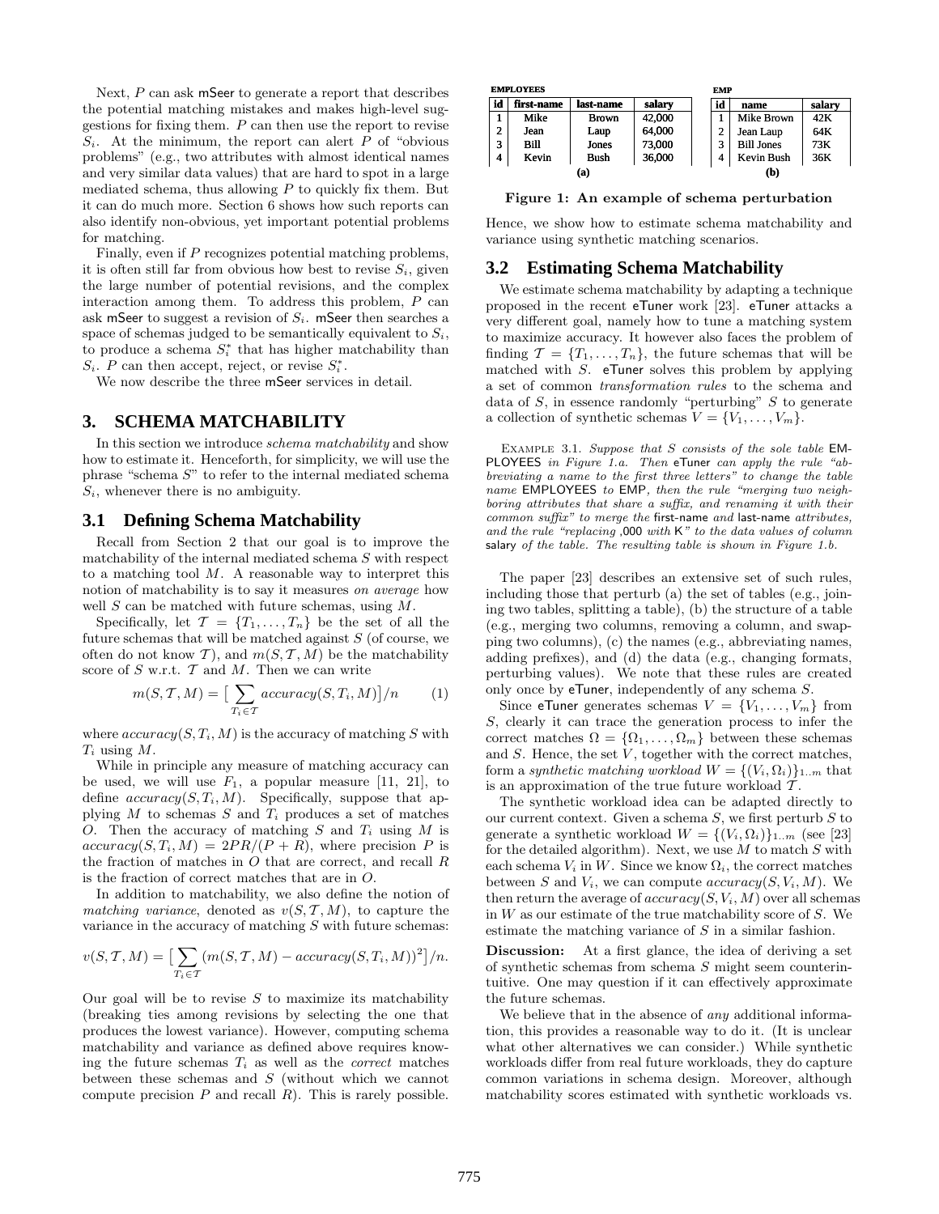Next, $P$ can ask mSeer to generate a report that describes the potential matching mistakes and makes high-level suggestions for fixing them. $P$ can then use the report to revise $S_i$. At the minimum, the report can alert $P$ of "obvious problems" (e.g., two attributes with almost identical names and very similar data values) that are hard to spot in a large mediated schema, thus allowing $P$ to quickly fix them. But it can do much more. Section 6 shows how such reports can also identify non-obvious, yet important potential problems for matching.

Finally, even if $P$ recognizes potential matching problems, it is often still far from obvious how best to revise $S_i$, given the large number of potential revisions, and the complex interaction among them. To address this problem, $P$ can ask mSeer to suggest a revision of $S_i$. mSeer then searches a space of schemas judged to be semantically equivalent to $S_i$, to produce a schema $S_i^*$ that has higher matchability than $S_i$. $P$ can then accept, reject, or revise $S_i^*$.

We now describe the three mSeer services in detail.

# 3. SCHEMA MATCHABILITY

In this section we introduce *schema matchability* and show how to estimate it. Henceforth, for simplicity, we will use the phrase "schema $S$" to refer to the internal mediated schema $S_i$, whenever there is no ambiguity.

## 3.1 Defining Schema Matchability

Recall from Section 2 that our goal is to improve the matchability of the internal mediated schema $S$ with respect to a matching tool $M$. A reasonable way to interpret this notion of matchability is to say it measures *on average* how well $S$ can be matched with future schemas, using $M$.

Specifically, let $\mathcal{T} = \{T_1, \ldots, T_n\}$ be the set of all the future schemas that will be matched against $S$ (of course, we often do not know $\mathcal{T}$), and $m(S, \mathcal{T}, M)$ be the matchability score of $S$ w.r.t. $\mathcal{T}$ and $M$. Then we can write

$$m(S, \mathcal{T}, M) = \Big[\sum_{T_i \in \mathcal{T}} accuracy(S, T_i, M)\Big]/n \qquad (1)$$

where $accuracy(S, T_i, M)$ is the accuracy of matching $S$ with $T_i$ using $M$.

While in principle any measure of matching accuracy can be used, we will use $F_1$, a popular measure [11, 21], to define $accuracy(S, T_i, M)$. Specifically, suppose that applying $M$ to schemas $S$ and $T_i$ produces a set of matches $O$. Then the accuracy of matching $S$ and $T_i$ using $M$ is $accuracy(S, T_i, M) = 2PR/(P + R)$, where precision $P$ is the fraction of matches in $O$ that are correct, and recall $R$ is the fraction of correct matches that are in $O$.

In addition to matchability, we also define the notion of *matching variance*, denoted as $v(S, \mathcal{T}, M)$, to capture the variance in the accuracy of matching $S$ with future schemas:

$$v(S, \mathcal{T}, M) = \Big[\sum_{T_i \in \mathcal{T}} (m(S, \mathcal{T}, M) - accuracy(S, T_i, M))^2\Big]/n.$$

Our goal will be to revise $S$ to maximize its matchability (breaking ties among revisions by selecting the one that produces the lowest variance). However, computing schema matchability and variance as defined above requires knowing the future schemas $T_i$ as well as the *correct* matches between these schemas and $S$ (without which we cannot compute precision $P$ and recall $R$). This is rarely possible.

**EMPLOYEES**

| id | first-name | last-name | salary |
|---|---|---|---|
| 1 | Mike | Brown | 42,000 |
| 2 | Jean | Laup | 64,000 |
| 3 | Bill | Jones | 73,000 |
| 4 | Kevin | Bush | 36,000 |

(a)

**EMP**

| id | name | salary |
|---|---|---|
| 1 | Mike Brown | 42K |
| 2 | Jean Laup | 64K |
| 3 | Bill Jones | 73K |
| 4 | Kevin Bush | 36K |

(b)

**Figure 1: An example of schema perturbation**

Hence, we show how to estimate schema matchability and variance using synthetic matching scenarios.

## 3.2 Estimating Schema Matchability

We estimate schema matchability by adapting a technique proposed in the recent eTuner work [23]. eTuner attacks a very different goal, namely how to tune a matching system to maximize accuracy. It however also faces the problem of finding $\mathcal{T} = \{T_1, \ldots, T_n\}$, the future schemas that will be matched with $S$. eTuner solves this problem by applying a set of common *transformation rules* to the schema and data of $S$, in essence randomly "perturbing" $S$ to generate a collection of synthetic schemas $V = \{V_1, \ldots, V_m\}$.

Example 3.1. *Suppose that $S$ consists of the sole table* EMPLOYEES *in Figure 1.a. Then* eTuner *can apply the rule "abbreviating a name to the first three letters" to change the table name* EMPLOYEES *to* EMP*, then the rule "merging two neighboring attributes that share a suffix, and renaming it with their common suffix" to merge the* first-name *and* last-name *attributes, and the rule "replacing* ,000 *with* K*" to the data values of column* salary *of the table. The resulting table is shown in Figure 1.b.*

The paper [23] describes an extensive set of such rules, including those that perturb (a) the set of tables (e.g., joining two tables, splitting a table), (b) the structure of a table (e.g., merging two columns, removing a column, and swapping two columns), (c) the names (e.g., abbreviating names, adding prefixes), and (d) the data (e.g., changing formats, perturbing values). We note that these rules are created only once by eTuner, independently of any schema $S$.

Since eTuner generates schemas $V = \{V_1, \ldots, V_m\}$ from $S$, clearly it can trace the generation process to infer the correct matches $\Omega = \{\Omega_1, \ldots, \Omega_m\}$ between these schemas and $S$. Hence, the set $V$, together with the correct matches, form a *synthetic matching workload* $W = \{(V_i, \Omega_i)\}_{1..m}$ that is an approximation of the true future workload $\mathcal{T}$.

The synthetic workload idea can be adapted directly to our current context. Given a schema $S$, we first perturb $S$ to generate a synthetic workload $W = \{(V_i, \Omega_i)\}_{1..m}$ (see [23] for the detailed algorithm). Next, we use $M$ to match $S$ with each schema $V_i$ in $W$. Since we know $\Omega_i$, the correct matches between $S$ and $V_i$, we can compute $accuracy(S, V_i, M)$. We then return the average of $accuracy(S, V_i, M)$ over all schemas in $W$ as our estimate of the true matchability score of $S$. We estimate the matching variance of $S$ in a similar fashion.

**Discussion:** At a first glance, the idea of deriving a set of synthetic schemas from schema $S$ might seem counterintuitive. One may question if it can effectively approximate the future schemas.

We believe that in the absence of *any* additional information, this provides a reasonable way to do it. (It is unclear what other alternatives we can consider.) While synthetic workloads differ from real future workloads, they do capture common variations in schema design. Moreover, although matchability scores estimated with synthetic workloads vs.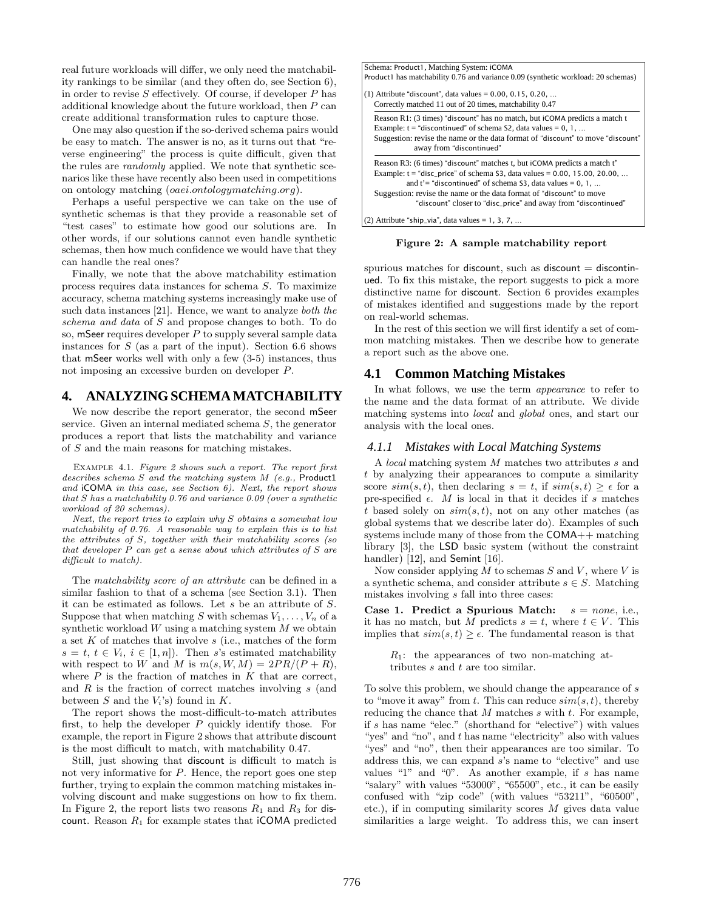real future workloads will differ, we only need the matchability rankings to be similar (and they often do, see Section 6), in order to revise $S$ effectively. Of course, if developer $P$ has additional knowledge about the future workload, then $P$ can create additional transformation rules to capture those.

One may also question if the so-derived schema pairs would be easy to match. The answer is no, as it turns out that "reverse engineering" the process is quite difficult, given that the rules are *randomly* applied. We note that synthetic scenarios like these have recently also been used in competitions on ontology matching (*oaei.ontologymatching.org*).

Perhaps a useful perspective we can take on the use of synthetic schemas is that they provide a reasonable set of "test cases" to estimate how good our solutions are. In other words, if our solutions cannot even handle synthetic schemas, then how much confidence we would have that they can handle the real ones?

Finally, we note that the above matchability estimation process requires data instances for schema $S$. To maximize accuracy, schema matching systems increasingly make use of such data instances [21]. Hence, we want to analyze *both the schema and data* of $S$ and propose changes to both. To do so, mSeer requires developer $P$ to supply several sample data instances for $S$ (as a part of the input). Section 6.6 shows that mSeer works well with only a few (3-5) instances, thus not imposing an excessive burden on developer $P$.

## 4. ANALYZING SCHEMA MATCHABILITY

We now describe the report generator, the second mSeer service. Given an internal mediated schema $S$, the generator produces a report that lists the matchability and variance of $S$ and the main reasons for matching mistakes.

Example 4.1. *Figure 2 shows such a report. The report first describes schema $S$ and the matching system $M$ (e.g., Product1 and iCOMA in this case, see Section 6). Next, the report shows that $S$ has a matchability 0.76 and variance 0.09 (over a synthetic workload of 20 schemas).*

*Next, the report tries to explain why $S$ obtains a somewhat low matchability of 0.76. A reasonable way to explain this is to list the attributes of $S$, together with their matchability scores (so that developer $P$ can get a sense about which attributes of $S$ are difficult to match).*

The *matchability score of an attribute* can be defined in a similar fashion to that of a schema (see Section 3.1). Then it can be estimated as follows. Let $s$ be an attribute of $S$. Suppose that when matching $S$ with schemas $V_1, \ldots, V_n$ of a synthetic workload $W$ using a matching system $M$ we obtain a set $K$ of matches that involve $s$ (i.e., matches of the form $s = t$, $t \in V_i$, $i \in [1, n]$). Then $s$'s estimated matchability with respect to $W$ and $M$ is $m(s, W, M) = 2PR/(P + R)$, where $P$ is the fraction of matches in $K$ that are correct, and $R$ is the fraction of correct matches involving $s$ (and between $S$ and the $V_i$'s) found in $K$.

The report shows the most-difficult-to-match attributes first, to help the developer $P$ quickly identify those. For example, the report in Figure 2 shows that attribute discount is the most difficult to match, with matchability 0.47.

Still, just showing that discount is difficult to match is not very informative for $P$. Hence, the report goes one step further, trying to explain the common matching mistakes involving discount and make suggestions on how to fix them. In Figure 2, the report lists two reasons $R_1$ and $R_3$ for discount. Reason $R_1$ for example states that iCOMA predicted

```
Schema: Product1, Matching System: iCOMA
Product1 has matchability 0.76 and variance 0.09 (synthetic workload: 20 schemas)

(1) Attribute "discount", data values = 0.00, 0.15, 0.20, ...
    Correctly matched 11 out of 20 times, matchability 0.47

    Reason R1: (3 times) "discount" has no match, but iCOMA predicts a match t
    Example: t = "discontinued" of schema S2, data values = 0, 1, ...
    Suggestion: revise the name or the data format of "discount" to move "discount"
                away from "discontinued"

    Reason R3: (6 times) "discount" matches t, but iCOMA predicts a match t'
    Example: t = "disc_price" of schema S3, data values = 0.00, 15.00, 20.00, ...
             and t' = "discontinued" of schema S3, data values = 0, 1, ...
    Suggestion: revise the name or the data format of "discount" to move
                "discount" closer to "disc_price" and away from "discontinued"

(2) Attribute "ship_via", data values = 1, 3, 7, ...
```

**Figure 2: A sample matchability report**

spurious matches for discount, such as discount = discontinued. To fix this mistake, the report suggests to pick a more distinctive name for discount. Section 6 provides examples of mistakes identified and suggestions made by the report on real-world schemas.

In the rest of this section we will first identify a set of common matching mistakes. Then we describe how to generate a report such as the above one.

### 4.1 Common Matching Mistakes

In what follows, we use the term *appearance* to refer to the name and the data format of an attribute. We divide matching systems into *local* and *global* ones, and start our analysis with the local ones.

#### 4.1.1 Mistakes with Local Matching Systems

A *local* matching system $M$ matches two attributes $s$ and $t$ by analyzing their appearances to compute a similarity score $sim(s, t)$, then declaring $s = t$, if $sim(s, t) \geq \epsilon$ for a pre-specified $\epsilon$. $M$ is local in that it decides if $s$ matches $t$ based solely on $sim(s, t)$, not on any other matches (as global systems that we describe later do). Examples of such systems include many of those from the COMA++ matching library [3], the LSD basic system (without the constraint handler) [12], and Semint [16].

Now consider applying $M$ to schemas $S$ and $V$, where $V$ is a synthetic schema, and consider attribute $s \in S$. Matching mistakes involving $s$ fall into three cases:

**Case 1. Predict a Spurious Match:** $s = none$, i.e., it has no match, but $M$ predicts $s = t$, where $t \in V$. This implies that $sim(s, t) \geq \epsilon$. The fundamental reason is that

> $R_1$: the appearances of two non-matching attributes $s$ and $t$ are too similar.

To solve this problem, we should change the appearance of $s$ to "move it away" from $t$. This can reduce $sim(s, t)$, thereby reducing the chance that $M$ matches $s$ with $t$. For example, if $s$ has name "elec." (shorthand for "elective") with values "yes" and "no", and $t$ has name "electricity" also with values "yes" and "no", then their appearances are too similar. To address this, we can expand $s$'s name to "elective" and use values "1" and "0". As another example, if $s$ has name "salary" with values "53000", "65500", etc., it can be easily confused with "zip code" (with values "53211", "60500", etc.), if in computing similarity scores $M$ gives data value similarities a large weight. To address this, we can insert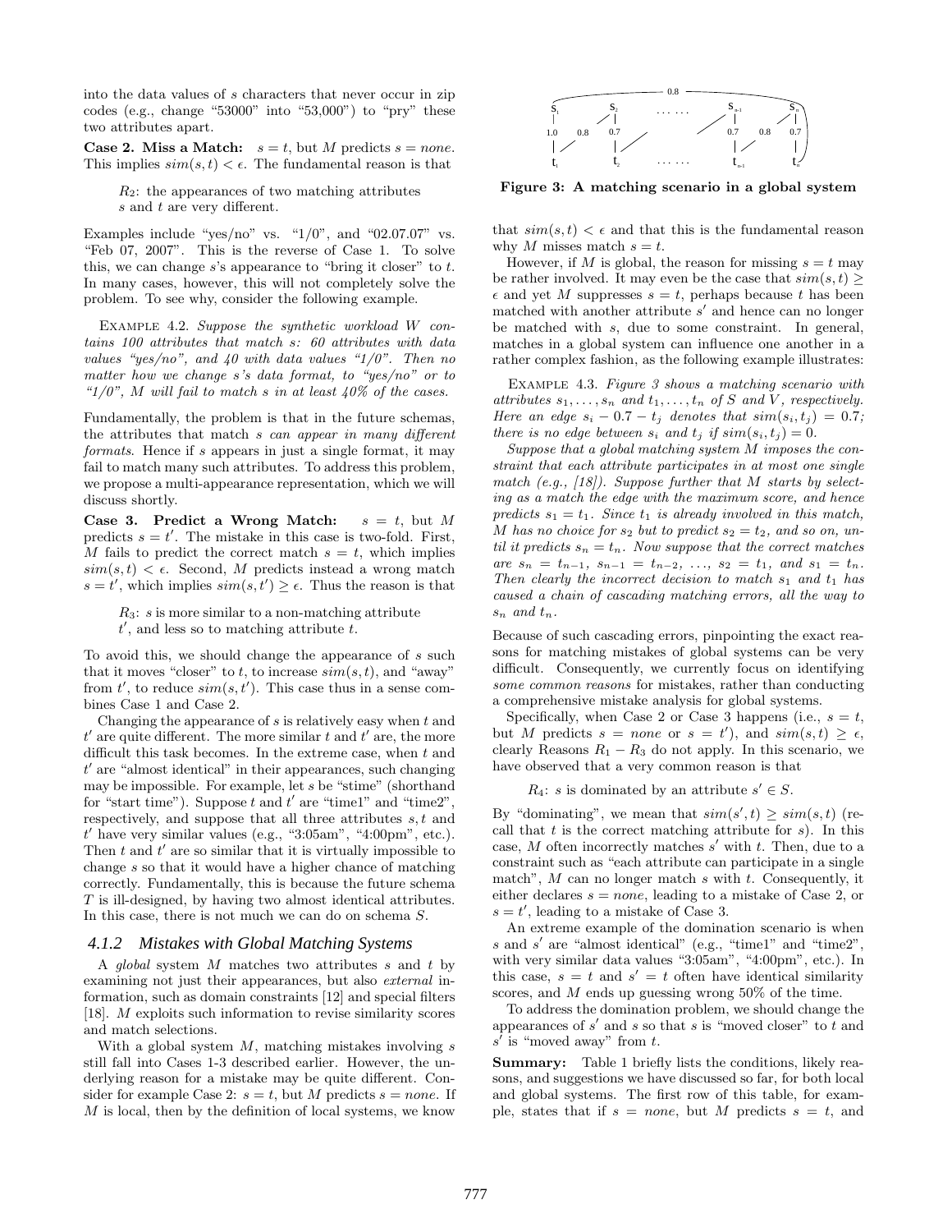into the data values of $s$ characters that never occur in zip codes (e.g., change "53000" into "53,000") to "pry" these two attributes apart.

**Case 2. Miss a Match:** $s = t$, but $M$ predicts $s = none$. This implies $sim(s,t) < \epsilon$. The fundamental reason is that

> $R_2$: the appearances of two matching attributes $s$ and $t$ are very different.

Examples include "yes/no" vs. "1/0", and "02.07.07" vs. "Feb 07, 2007". This is the reverse of Case 1. To solve this, we can change $s$'s appearance to "bring it closer" to $t$. In many cases, however, this will not completely solve the problem. To see why, consider the following example.

Example 4.2. *Suppose the synthetic workload $W$ contains 100 attributes that match $s$: 60 attributes with data values "yes/no", and 40 with data values "1/0". Then no matter how we change $s$'s data format, to "yes/no" or to "1/0", $M$ will fail to match $s$ in at least 40% of the cases.*

Fundamentally, the problem is that in the future schemas, the attributes that match $s$ *can appear in many different formats*. Hence if $s$ appears in just a single format, it may fail to match many such attributes. To address this problem, we propose a multi-appearance representation, which we will discuss shortly.

**Case 3. Predict a Wrong Match:** $s = t$, but $M$ predicts $s = t'$. The mistake in this case is two-fold. First, $M$ fails to predict the correct match $s = t$, which implies $sim(s,t) < \epsilon$. Second, $M$ predicts instead a wrong match $s = t'$, which implies $sim(s,t') \geq \epsilon$. Thus the reason is that

> $R_3$: $s$ is more similar to a non-matching attribute $t'$, and less so to matching attribute $t$.

To avoid this, we should change the appearance of $s$ such that it moves "closer" to $t$, to increase $sim(s,t)$, and "away" from $t'$, to reduce $sim(s,t')$. This case thus in a sense combines Case 1 and Case 2.

Changing the appearance of $s$ is relatively easy when $t$ and $t'$ are quite different. The more similar $t$ and $t'$ are, the more difficult this task becomes. In the extreme case, when $t$ and $t'$ are "almost identical" in their appearances, such changing may be impossible. For example, let $s$ be "stime" (shorthand for "start time"). Suppose $t$ and $t'$ are "time1" and "time2", respectively, and suppose that all three attributes $s, t$ and $t'$ have very similar values (e.g., "3:05am", "4:00pm", etc.). Then $t$ and $t'$ are so similar that it is virtually impossible to change $s$ so that it would have a higher chance of matching correctly. Fundamentally, this is because the future schema $T$ is ill-designed, by having two almost identical attributes. In this case, there is not much we can do on schema $S$.

### 4.1.2 Mistakes with Global Matching Systems

A *global* system $M$ matches two attributes $s$ and $t$ by examining not just their appearances, but also *external* information, such as domain constraints [12] and special filters [18]. $M$ exploits such information to revise similarity scores and match selections.

With a global system $M$, matching mistakes involving $s$ still fall into Cases 1-3 described earlier. However, the underlying reason for a mistake may be quite different. Consider for example Case 2: $s = t$, but $M$ predicts $s = none$. If $M$ is local, then by the definition of local systems, we know that $sim(s,t) < \epsilon$ and that this is the fundamental reason why $M$ misses match $s = t$.

However, if $M$ is global, the reason for missing $s = t$ may be rather involved. It may even be the case that $sim(s,t) \geq \epsilon$ and yet $M$ suppresses $s = t$, perhaps because $t$ has been matched with another attribute $s'$ and hence can no longer be matched with $s$, due to some constraint. In general, matches in a global system can influence one another in a rather complex fashion, as the following example illustrates:

**Figure 3: A matching scenario in a global system**

Example 4.3. *Figure 3 shows a matching scenario with attributes $s_1, \ldots, s_n$ and $t_1, \ldots, t_n$ of $S$ and $V$, respectively. Here an edge $s_i - 0.7 - t_j$ denotes that $sim(s_i, t_j) = 0.7$; there is no edge between $s_i$ and $t_j$ if $sim(s_i, t_j) = 0$.*

*Suppose that a global matching system $M$ imposes the constraint that each attribute participates in at most one single match (e.g., [18]). Suppose further that $M$ starts by selecting as a match the edge with the maximum score, and hence predicts $s_1 = t_1$. Since $t_1$ is already involved in this match, $M$ has no choice for $s_2$ but to predict $s_2 = t_2$, and so on, until it predicts $s_n = t_n$. Now suppose that the correct matches are $s_n = t_{n-1}$, $s_{n-1} = t_{n-2}$, $\ldots$, $s_2 = t_1$, and $s_1 = t_n$. Then clearly the incorrect decision to match $s_1$ and $t_1$ has caused a chain of cascading matching errors, all the way to $s_n$ and $t_n$.*

Because of such cascading errors, pinpointing the exact reasons for matching mistakes of global systems can be very difficult. Consequently, we currently focus on identifying *some common reasons* for mistakes, rather than conducting a comprehensive mistake analysis for global systems.

Specifically, when Case 2 or Case 3 happens (i.e., $s = t$, but $M$ predicts $s = none$ or $s = t'$), and $sim(s,t) \geq \epsilon$, clearly Reasons $R_1 - R_3$ do not apply. In this scenario, we have observed that a very common reason is that

> $R_4$: $s$ is dominated by an attribute $s' \in S$.

By "dominating", we mean that $sim(s',t) \geq sim(s,t)$ (recall that $t$ is the correct matching attribute for $s$). In this case, $M$ often incorrectly matches $s'$ with $t$. Then, due to a constraint such as "each attribute can participate in a single match", $M$ can no longer match $s$ with $t$. Consequently, it either declares $s = none$, leading to a mistake of Case 2, or $s = t'$, leading to a mistake of Case 3.

An extreme example of the domination scenario is when $s$ and $s'$ are "almost identical" (e.g., "time1" and "time2", with very similar data values "3:05am", "4:00pm", etc.). In this case, $s = t$ and $s' = t$ often have identical similarity scores, and $M$ ends up guessing wrong 50% of the time.

To address the domination problem, we should change the appearances of $s'$ and $s$ so that $s$ is "moved closer" to $t$ and $s'$ is "moved away" from $t$.

**Summary:** Table 1 briefly lists the conditions, likely reasons, and suggestions we have discussed so far, for both local and global systems. The first row of this table, for example, states that if $s = none$, but $M$ predicts $s = t$, and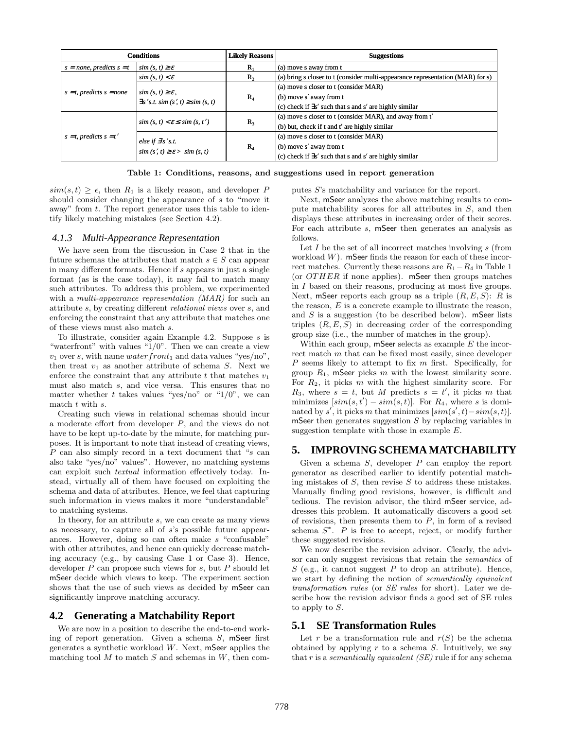| Conditions | | Likely Reasons | Suggestions |
|---|---|---|---|
| $s$ = none, predicts $s = t$ | $sim(s, t) \geq \varepsilon$ | $R_1$ | (a) move s away from t |
| $s = t$, predicts $s$ = none | $sim(s, t) < \varepsilon$ | $R_2$ | (a) bring s closer to t (consider multi-appearance representation (MAR) for s) |
| | $sim(s, t) \geq \varepsilon$, $\exists s'$ s.t. $sim(s', t) \geq sim(s, t)$ | $R_4$ | (a) move s closer to t (consider MAR)<br>(b) move s′ away from t<br>(c) check if ∃s′ such that s and s′ are highly similar |
| $s = t$, predicts $s = t'$ | $sim(s, t) < \varepsilon \leq sim(s, t')$ | $R_3$ | (a) move s closer to t (consider MAR), and away from t′<br>(b) but, check if t and t′ are highly similar |
| | else if $\exists s'$ s.t. $sim(s', t) \geq \varepsilon > sim(s, t)$ | $R_4$ | (a) move s closer to t (consider MAR)<br>(b) move s′ away from t<br>(c) check if ∃s′ such that s and s′ are highly similar |

**Table 1: Conditions, reasons, and suggestions used in report generation**

$sim(s,t) \geq \epsilon$, then $R_1$ is a likely reason, and developer $P$ should consider changing the appearance of $s$ to "move it away" from $t$. The report generator uses this table to identify likely matching mistakes (see Section 4.2).

### 4.1.3 Multi-Appearance Representation

We have seen from the discussion in Case 2 that in the future schemas the attributes that match $s \in S$ can appear in many different formats. Hence if $s$ appears in just a single format (as is the case today), it may fail to match many such attributes. To address this problem, we experimented with a *multi-appearance representation (MAR)* for such an attribute $s$, by creating different *relational views* over $s$, and enforcing the constraint that any attribute that matches one of these views must also match $s$.

To illustrate, consider again Example 4.2. Suppose $s$ is "waterfront" with values "1/0". Then we can create a view $v_1$ over $s$, with name $waterfront_1$ and data values "yes/no", then treat $v_1$ as another attribute of schema $S$. Next we enforce the constraint that any attribute $t$ that matches $v_1$ must also match $s$, and vice versa. This ensures that no matter whether $t$ takes values "yes/no" or "1/0", we can match $t$ with $s$.

Creating such views in relational schemas should incur a moderate effort from developer $P$, and the views do not have to be kept up-to-date by the minute, for matching purposes. It is important to note that instead of creating views, $P$ can also simply record in a text document that "$s$ can also take "yes/no" values". However, no matching systems can exploit such *textual* information effectively today. Instead, virtually all of them have focused on exploiting the schema and data of attributes. Hence, we feel that capturing such information in views makes it more "understandable" to matching systems.

In theory, for an attribute $s$, we can create as many views as necessary, to capture all of $s$'s possible future appearances. However, doing so can often make $s$ "confusable" with other attributes, and hence can quickly decrease matching accuracy (e.g., by causing Case 1 or Case 3). Hence, developer $P$ can propose such views for $s$, but $P$ should let mSeer decide which views to keep. The experiment section shows that the use of such views as decided by mSeer can significantly improve matching accuracy.

## 4.2 Generating a Matchability Report

We are now in a position to describe the end-to-end working of report generation. Given a schema $S$, mSeer first generates a synthetic workload $W$. Next, mSeer applies the matching tool $M$ to match $S$ and schemas in $W$, then computes $S$'s matchability and variance for the report.

Next, mSeer analyzes the above matching results to compute matchability scores for all attributes in $S$, and then displays these attributes in increasing order of their scores. For each attribute $s$, mSeer then generates an analysis as follows.

Let $I$ be the set of all incorrect matches involving $s$ (from workload $W$). mSeer finds the reason for each of these incorrect matches. Currently these reasons are $R_1 - R_4$ in Table 1 (or $OTHER$ if none applies). mSeer then groups matches in $I$ based on their reasons, producing at most five groups. Next, mSeer reports each group as a triple $(R, E, S)$: $R$ is the reason, $E$ is a concrete example to illustrate the reason, and $S$ is a suggestion (to be described below). mSeer lists triples $(R, E, S)$ in decreasing order of the corresponding group size (i.e., the number of matches in the group).

Within each group, mSeer selects as example $E$ the incorrect match $m$ that can be fixed most easily, since developer $P$ seems likely to attempt to fix $m$ first. Specifically, for group $R_1$, mSeer picks $m$ with the lowest similarity score. For $R_2$, it picks $m$ with the highest similarity score. For $R_3$, where $s = t$, but $M$ predicts $s = t'$, it picks $m$ that minimizes $[sim(s,t') - sim(s,t)]$. For $R_4$, where $s$ is dominated by $s'$, it picks $m$ that minimizes $[sim(s',t) - sim(s,t)]$. mSeer then generates suggestion $S$ by replacing variables in suggestion template with those in example $E$.

# 5. IMPROVING SCHEMA MATCHABILITY

Given a schema $S$, developer $P$ can employ the report generator as described earlier to identify potential matching mistakes of $S$, then revise $S$ to address these mistakes. Manually finding good revisions, however, is difficult and tedious. The revision advisor, the third mSeer service, addresses this problem. It automatically discovers a good set of revisions, then presents them to $P$, in form of a revised schema $S^*$. $P$ is free to accept, reject, or modify further these suggested revisions.

We now describe the revision advisor. Clearly, the advisor can only suggest revisions that retain the *semantics* of $S$ (e.g., it cannot suggest $P$ to drop an attribute). Hence, we start by defining the notion of *semantically equivalent transformation rules* (or *SE rules* for short). Later we describe how the revision advisor finds a good set of SE rules to apply to $S$.

## 5.1 SE Transformation Rules

Let $r$ be a transformation rule and $r(S)$ be the schema obtained by applying $r$ to a schema $S$. Intuitively, we say that $r$ is a *semantically equivalent (SE)* rule if for any schema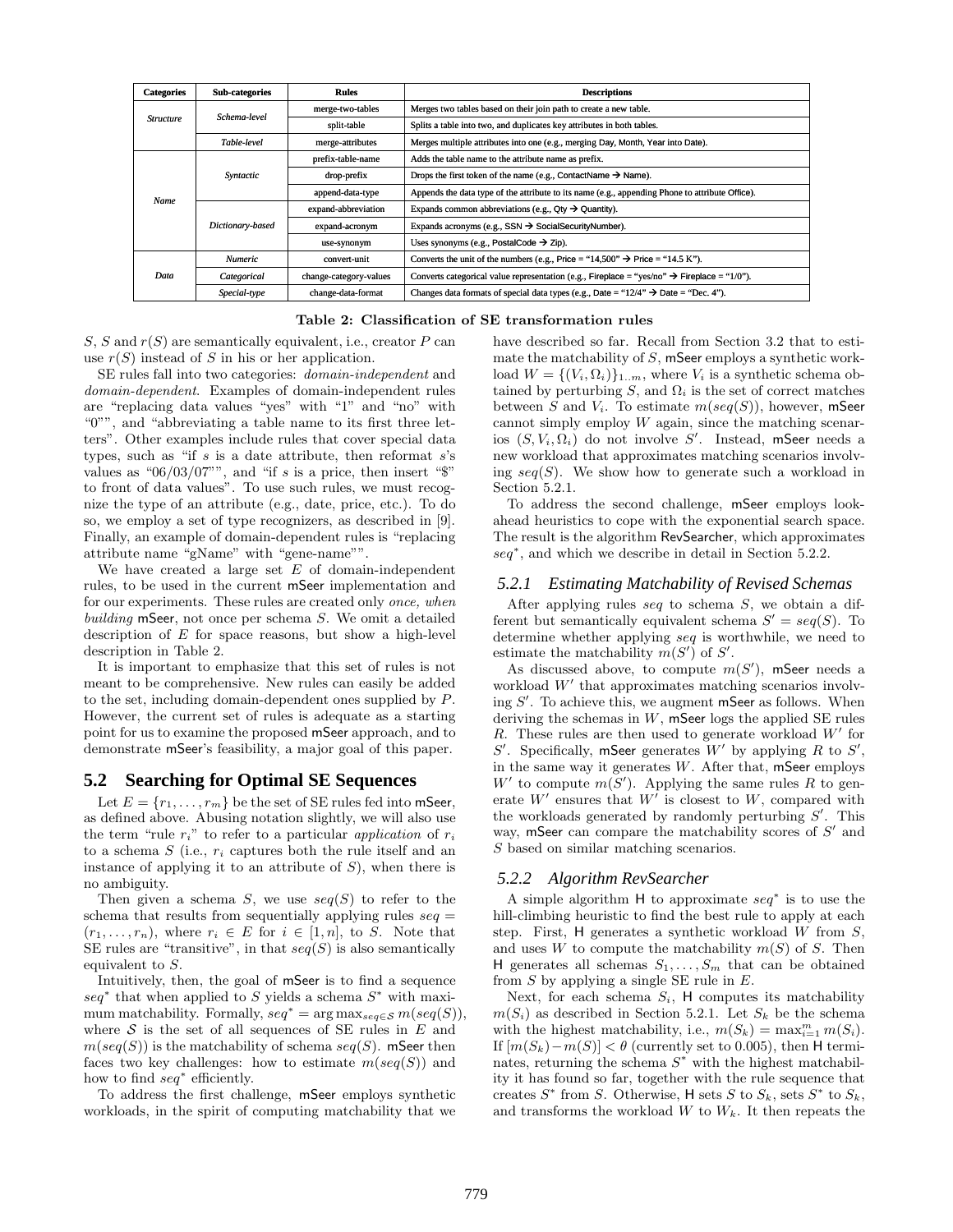| Categories | Sub-categories | Rules | Descriptions |
|---|---|---|---|
| *Structure* | *Schema-level* | merge-two-tables | Merges two tables based on their join path to create a new table. |
| | | split-table | Splits a table into two, and duplicates key attributes in both tables. |
| | *Table-level* | merge-attributes | Merges multiple attributes into one (e.g., merging Day, Month, Year into Date). |
| *Name* | *Syntactic* | prefix-table-name | Adds the table name to the attribute name as prefix. |
| | | drop-prefix | Drops the first token of the name (e.g., ContactName → Name). |
| | | append-data-type | Appends the data type of the attribute to its name (e.g., appending Phone to attribute Office). |
| | *Dictionary-based* | expand-abbreviation | Expands common abbreviations (e.g., Qty → Quantity). |
| | | expand-acronym | Expands acronyms (e.g., SSN → SocialSecurityNumber). |
| | | use-synonym | Uses synonyms (e.g., PostalCode → Zip). |
| *Data* | *Numeric* | convert-unit | Converts the unit of the numbers (e.g., Price = "14,500" → Price = "14.5 K"). |
| | *Categorical* | change-category-values | Converts categorical value representation (e.g., Fireplace = "yes/no" → Fireplace = "1/0"). |
| | *Special-type* | change-data-format | Changes data formats of special data types (e.g., Date = "12/4" → Date = "Dec. 4"). |

**Table 2: Classification of SE transformation rules**

$S$, $S$ and $r(S)$ are semantically equivalent, i.e., creator $P$ can use $r(S)$ instead of $S$ in his or her application.

SE rules fall into two categories: *domain-independent* and *domain-dependent*. Examples of domain-independent rules are "replacing data values "yes" with "1" and "no" with "0"", and "abbreviating a table name to its first three letters". Other examples include rules that cover special data types, such as "if $s$ is a date attribute, then reformat $s$'s values as "06/03/07"", and "if $s$ is a price, then insert "$" to front of data values". To use such rules, we must recognize the type of an attribute (e.g., date, price, etc.). To do so, we employ a set of type recognizers, as described in [9]. Finally, an example of domain-dependent rules is "replacing attribute name "gName" with "gene-name"".

We have created a large set $E$ of domain-independent rules, to be used in the current mSeer implementation and for our experiments. These rules are created only *once, when building* mSeer, not once per schema $S$. We omit a detailed description of $E$ for space reasons, but show a high-level description in Table 2.

It is important to emphasize that this set of rules is not meant to be comprehensive. New rules can easily be added to the set, including domain-dependent ones supplied by $P$. However, the current set of rules is adequate as a starting point for us to examine the proposed mSeer approach, and to demonstrate mSeer's feasibility, a major goal of this paper.

## 5.2 Searching for Optimal SE Sequences

Let $E = \{r_1, \ldots, r_m\}$ be the set of SE rules fed into mSeer, as defined above. Abusing notation slightly, we will also use the term "rule $r_i$" to refer to a particular *application* of $r_i$ to a schema $S$ (i.e., $r_i$ captures both the rule itself and an instance of applying it to an attribute of $S$), when there is no ambiguity.

Then given a schema $S$, we use $seq(S)$ to refer to the schema that results from sequentially applying rules $seq = (r_1, \ldots, r_n)$, where $r_i \in E$ for $i \in [1, n]$, to $S$. Note that SE rules are "transitive", in that $seq(S)$ is also semantically equivalent to $S$.

Intuitively, then, the goal of mSeer is to find a sequence $seq^*$ that when applied to $S$ yields a schema $S^*$ with maximum matchability. Formally, $seq^* = \arg\max_{seq \in \mathcal{S}} m(seq(S))$, where $\mathcal{S}$ is the set of all sequences of SE rules in $E$ and $m(seq(S))$ is the matchability of schema $seq(S)$. mSeer then faces two key challenges: how to estimate $m(seq(S))$ and how to find $seq^*$ efficiently.

To address the first challenge, mSeer employs synthetic workloads, in the spirit of computing matchability that we have described so far. Recall from Section 3.2 that to estimate the matchability of $S$, mSeer employs a synthetic workload $W = \{(V_i, \Omega_i)\}_{1..m}$, where $V_i$ is a synthetic schema obtained by perturbing $S$, and $\Omega_i$ is the set of correct matches between $S$ and $V_i$. To estimate $m(seq(S))$, however, mSeer cannot simply employ $W$ again, since the matching scenarios $(S, V_i, \Omega_i)$ do not involve $S'$. Instead, mSeer needs a new workload that approximates matching scenarios involving $seq(S)$. We show how to generate such a workload in Section 5.2.1.

To address the second challenge, mSeer employs look-ahead heuristics to cope with the exponential search space. The result is the algorithm RevSearcher, which approximates $seq^*$, and which we describe in detail in Section 5.2.2.

### 5.2.1 Estimating Matchability of Revised Schemas

After applying rules $seq$ to schema $S$, we obtain a different but semantically equivalent schema $S' = seq(S)$. To determine whether applying $seq$ is worthwhile, we need to estimate the matchability $m(S')$ of $S'$.

As discussed above, to compute $m(S')$, mSeer needs a workload $W'$ that approximates matching scenarios involving $S'$. To achieve this, we augment mSeer as follows. When deriving the schemas in $W$, mSeer logs the applied SE rules $R$. These rules are then used to generate workload $W'$ for $S'$. Specifically, mSeer generates $W'$ by applying $R$ to $S'$, in the same way it generates $W$. After that, mSeer employs $W'$ to compute $m(S')$. Applying the same rules $R$ to generate $W'$ ensures that $W'$ is closest to $W$, compared with the workloads generated by randomly perturbing $S'$. This way, mSeer can compare the matchability scores of $S'$ and $S$ based on similar matching scenarios.

### 5.2.2 Algorithm RevSearcher

A simple algorithm H to approximate $seq^*$ is to use the hill-climbing heuristic to find the best rule to apply at each step. First, H generates a synthetic workload $W$ from $S$, and uses $W$ to compute the matchability $m(S)$ of $S$. Then H generates all schemas $S_1, \ldots, S_m$ that can be obtained from $S$ by applying a single SE rule in $E$.

Next, for each schema $S_i$, H computes its matchability $m(S_i)$ as described in Section 5.2.1. Let $S_k$ be the schema with the highest matchability, i.e., $m(S_k) = \max_{i=1}^{m} m(S_i)$. If $[m(S_k) - m(S)] < \theta$ (currently set to 0.005), then H terminates, returning the schema $S^*$ with the highest matchability it has found so far, together with the rule sequence that creates $S^*$ from $S$. Otherwise, H sets $S$ to $S_k$, sets $S^*$ to $S_k$, and transforms the workload $W$ to $W_k$. It then repeats the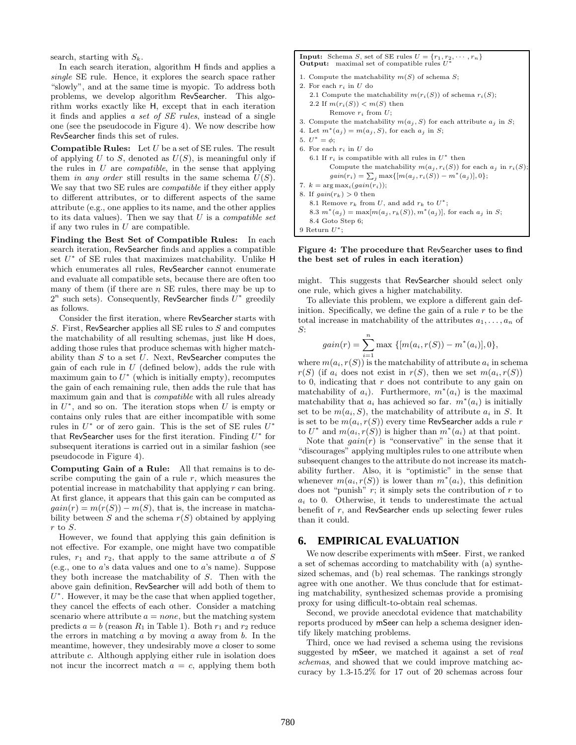search, starting with $S_k$.

In each search iteration, algorithm H finds and applies a *single* SE rule. Hence, it explores the search space rather "slowly", and at the same time is myopic. To address both problems, we develop algorithm RevSearcher. This algorithm works exactly like H, except that in each iteration it finds and applies *a set of SE rules*, instead of a single one (see the pseudocode in Figure 4). We now describe how RevSearcher finds this set of rules.

**Compatible Rules:** Let $U$ be a set of SE rules. The result of applying $U$ to $S$, denoted as $U(S)$, is meaningful only if the rules in $U$ are *compatible*, in the sense that applying them *in any order* still results in the same schema $U(S)$. We say that two SE rules are *compatible* if they either apply to different attributes, or to different aspects of the same attribute (e.g., one applies to its name, and the other applies to its data values). Then we say that $U$ is a *compatible set* if any two rules in $U$ are compatible.

**Finding the Best Set of Compatible Rules:** In each search iteration, RevSearcher finds and applies a compatible set $U^*$ of SE rules that maximizes matchability. Unlike H which enumerates all rules, RevSearcher cannot enumerate and evaluate all compatible sets, because there are often too many of them (if there are $n$ SE rules, there may be up to $2^n$ such sets). Consequently, RevSearcher finds $U^*$ greedily as follows.

Consider the first iteration, where RevSearcher starts with $S$. First, RevSearcher applies all SE rules to $S$ and computes the matchability of all resulting schemas, just like H does, adding those rules that produce schemas with higher matchability than $S$ to a set $U$. Next, RevSearcher computes the gain of each rule in $U$ (defined below), adds the rule with maximum gain to $U^*$ (which is initially empty), recomputes the gain of each remaining rule, then adds the rule that has maximum gain and that is *compatible* with all rules already in $U^*$, and so on. The iteration stops when $U$ is empty or contains only rules that are either incompatible with some rules in $U^*$ or of zero gain. This is the set of SE rules $U^*$ that RevSearcher uses for the first iteration. Finding $U^*$ for subsequent iterations is carried out in a similar fashion (see pseudocode in Figure 4).

**Computing Gain of a Rule:** All that remains is to describe computing the gain of a rule $r$, which measures the potential increase in matchability that applying $r$ can bring. At first glance, it appears that this gain can be computed as $gain(r) = m(r(S)) - m(S)$, that is, the increase in matchability between $S$ and the schema $r(S)$ obtained by applying $r$ to $S$.

However, we found that applying this gain definition is not effective. For example, one might have two compatible rules, $r_1$ and $r_2$, that apply to the same attribute $a$ of $S$ (e.g., one to $a$'s data values and one to $a$'s name). Suppose they both increase the matchability of $S$. Then with the above gain definition, RevSearcher will add both of them to $U^*$. However, it may be the case that when applied together, they cancel the effects of each other. Consider a matching scenario where attribute $a = none$, but the matching system predicts $a = b$ (reason $R_1$ in Table 1). Both $r_1$ and $r_2$ reduce the errors in matching $a$ by moving $a$ away from $b$. In the meantime, however, they undesirably move $a$ closer to some attribute $c$. Although applying either rule in isolation does not incur the incorrect match $a = c$, applying them both

```
Input: Schema S, set of SE rules U = {r_1, r_2, ..., r_n}
Output: maximal set of compatible rules U*

1. Compute the matchability m(S) of schema S;
2. For each r_i in U do
   2.1 Compute the matchability m(r_i(S)) of schema r_i(S);
   2.2 If m(r_i(S)) < m(S) then
         Remove r_i from U;
3. Compute the matchability m(a_j, S) for each attribute a_j in S;
4. Let m*(a_j) = m(a_j, S), for each a_j in S;
5. U* = φ;
6. For each r_i in U do
   6.1 If r_i is compatible with all rules in U* then
         Compute the matchability m(a_j, r_i(S)) for each a_j in r_i(S);
         gain(r_i) = Σ_j max{[m(a_j, r_i(S)) − m*(a_j)], 0};
7. k = arg max_i(gain(r_i));
8. If gain(r_k) > 0 then
   8.1 Remove r_k from U, and add r_k to U*;
   8.3 m*(a_j) = max[m(a_j, r_k(S)), m*(a_j)], for each a_j in S;
   8.4 Goto Step 6;
9 Return U*;
```

**Figure 4: The procedure that RevSearcher uses to find the best set of rules in each iteration)**

might. This suggests that RevSearcher should select only one rule, which gives a higher matchability.

To alleviate this problem, we explore a different gain definition. Specifically, we define the gain of a rule $r$ to be the total increase in matchability of the attributes $a_1, \ldots, a_n$ of $S$:

$$gain(r) = \sum_{i=1}^{n} \max \{[m(a_i, r(S)) - m^*(a_i)], 0\},$$

where $m(a_i, r(S))$ is the matchability of attribute $a_i$ in schema $r(S)$ (if $a_i$ does not exist in $r(S)$, then we set $m(a_i, r(S))$ to 0, indicating that $r$ does not contribute to any gain on matchability of $a_i$). Furthermore, $m^*(a_i)$ is the maximal matchability that $a_i$ has achieved so far. $m^*(a_i)$ is initially set to be $m(a_i, S)$, the matchability of attribute $a_i$ in $S$. It is set to be $m(a_i, r(S))$ every time RevSearcher adds a rule $r$ to $U^*$ and $m(a_i, r(S))$ is higher than $m^*(a_i)$ at that point.

Note that $gain(r)$ is "conservative" in the sense that it "discourages" applying multiples rules to one attribute when subsequent changes to the attribute do not increase its matchability further. Also, it is "optimistic" in the sense that whenever $m(a_i, r(S))$ is lower than $m^*(a_i)$, this definition does not "punish" $r$; it simply sets the contribution of $r$ to $a_i$ to 0. Otherwise, it tends to underestimate the actual benefit of $r$, and RevSearcher ends up selecting fewer rules than it could.

## 6. EMPIRICAL EVALUATION

We now describe experiments with mSeer. First, we ranked a set of schemas according to matchability with (a) synthesized schemas, and (b) real schemas. The rankings strongly agree with one another. We thus conclude that for estimating matchability, synthesized schemas provide a promising proxy for using difficult-to-obtain real schemas.

Second, we provide anecdotal evidence that matchability reports produced by mSeer can help a schema designer identify likely matching problems.

Third, once we had revised a schema using the revisions suggested by mSeer, we matched it against a set of *real schemas*, and showed that we could improve matching accuracy by 1.3-15.2% for 17 out of 20 schemas across four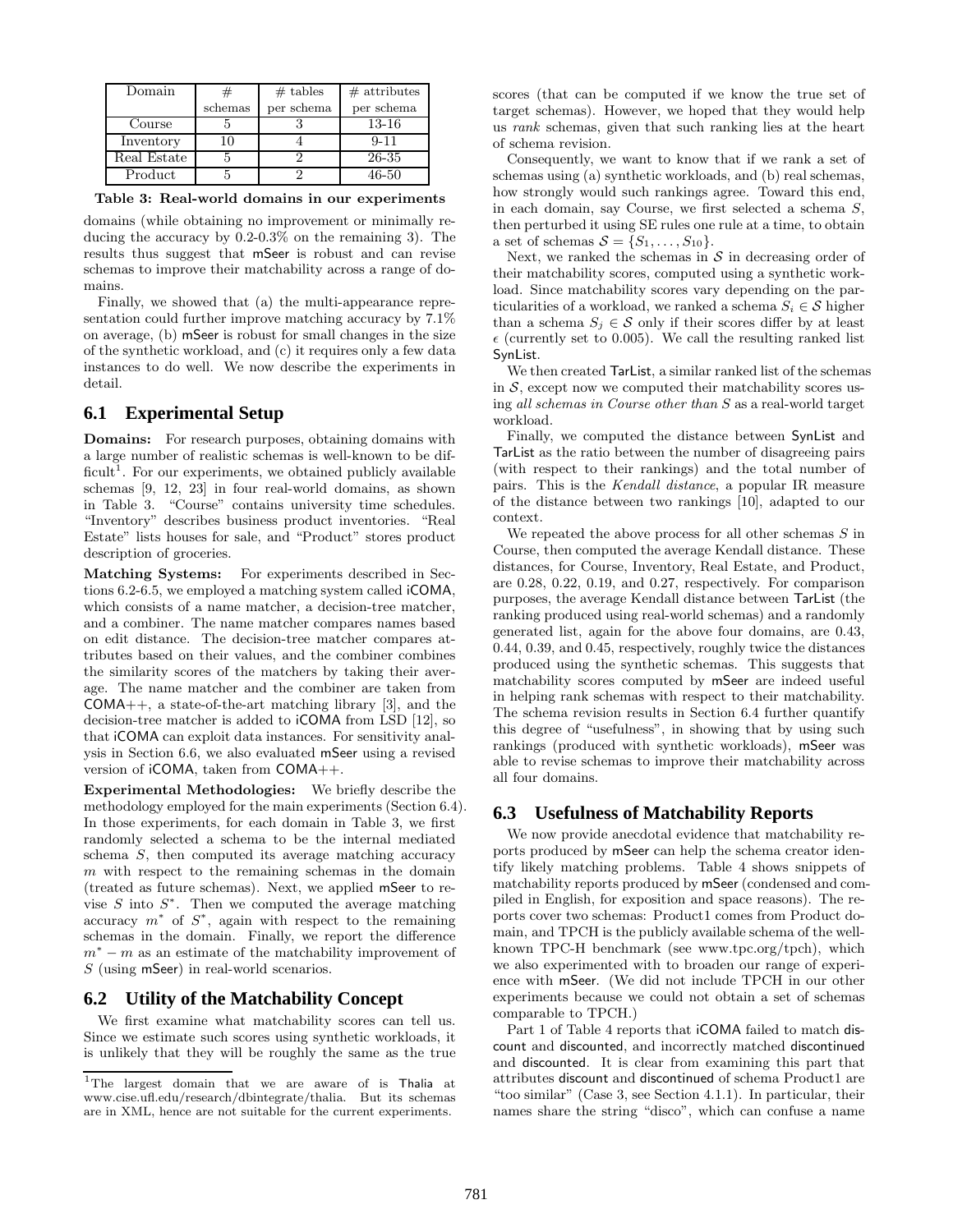| Domain | # schemas | # tables per schema | # attributes per schema |
|---|---|---|---|
| Course | 5 | 3 | 13-16 |
| Inventory | 10 | 4 | 9-11 |
| Real Estate | 5 | 2 | 26-35 |
| Product | 5 | 2 | 46-50 |

**Table 3: Real-world domains in our experiments**

domains (while obtaining no improvement or minimally reducing the accuracy by 0.2-0.3% on the remaining 3). The results thus suggest that mSeer is robust and can revise schemas to improve their matchability across a range of domains.

Finally, we showed that (a) the multi-appearance representation could further improve matching accuracy by 7.1% on average, (b) mSeer is robust for small changes in the size of the synthetic workload, and (c) it requires only a few data instances to do well. We now describe the experiments in detail.

## 6.1 Experimental Setup

**Domains:** For research purposes, obtaining domains with a large number of realistic schemas is well-known to be difficult[1]. For our experiments, we obtained publicly available schemas [9, 12, 23] in four real-world domains, as shown in Table 3. "Course" contains university time schedules. "Inventory" describes business product inventories. "Real Estate" lists houses for sale, and "Product" stores product description of groceries.

**Matching Systems:** For experiments described in Sections 6.2-6.5, we employed a matching system called iCOMA, which consists of a name matcher, a decision-tree matcher, and a combiner. The name matcher compares names based on edit distance. The decision-tree matcher compares attributes based on their values, and the combiner combines the similarity scores of the matchers by taking their average. The name matcher and the combiner are taken from COMA++, a state-of-the-art matching library [3], and the decision-tree matcher is added to iCOMA from LSD [12], so that iCOMA can exploit data instances. For sensitivity analysis in Section 6.6, we also evaluated mSeer using a revised version of iCOMA, taken from COMA++.

**Experimental Methodologies:** We briefly describe the methodology employed for the main experiments (Section 6.4). In those experiments, for each domain in Table 3, we first randomly selected a schema to be the internal mediated schema $S$, then computed its average matching accuracy $m$ with respect to the remaining schemas in the domain (treated as future schemas). Next, we applied mSeer to revise $S$ into $S^*$. Then we computed the average matching accuracy $m^*$ of $S^*$, again with respect to the remaining schemas in the domain. Finally, we report the difference $m^* - m$ as an estimate of the matchability improvement of $S$ (using mSeer) in real-world scenarios.

## 6.2 Utility of the Matchability Concept

We first examine what matchability scores can tell us. Since we estimate such scores using synthetic workloads, it is unlikely that they will be roughly the same as the true scores (that can be computed if we know the true set of target schemas). However, we hoped that they would help us *rank* schemas, given that such ranking lies at the heart of schema revision.

Consequently, we want to know that if we rank a set of schemas using (a) synthetic workloads, and (b) real schemas, how strongly would such rankings agree. Toward this end, in each domain, say Course, we first selected a schema $S$, then perturbed it using SE rules one rule at a time, to obtain a set of schemas $\mathcal{S} = \{S_1, \ldots, S_{10}\}$.

Next, we ranked the schemas in $\mathcal{S}$ in decreasing order of their matchability scores, computed using a synthetic workload. Since matchability scores vary depending on the particularities of a workload, we ranked a schema $S_i \in \mathcal{S}$ higher than a schema $S_j \in \mathcal{S}$ only if their scores differ by at least $\epsilon$ (currently set to 0.005). We call the resulting ranked list SynList.

We then created TarList, a similar ranked list of the schemas in $\mathcal{S}$, except now we computed their matchability scores using *all schemas in Course other than* $S$ as a real-world target workload.

Finally, we computed the distance between SynList and TarList as the ratio between the number of disagreeing pairs (with respect to their rankings) and the total number of pairs. This is the *Kendall distance*, a popular IR measure of the distance between two rankings [10], adapted to our context.

We repeated the above process for all other schemas $S$ in Course, then computed the average Kendall distance. These distances, for Course, Inventory, Real Estate, and Product, are 0.28, 0.22, 0.19, and 0.27, respectively. For comparison purposes, the average Kendall distance between TarList (the ranking produced using real-world schemas) and a randomly generated list, again for the above four domains, are 0.43, 0.44, 0.39, and 0.45, respectively, roughly twice the distances produced using the synthetic schemas. This suggests that matchability scores computed by mSeer are indeed useful in helping rank schemas with respect to their matchability. The schema revision results in Section 6.4 further quantify this degree of "usefulness", in showing that by using such rankings (produced with synthetic workloads), mSeer was able to revise schemas to improve their matchability across all four domains.

## 6.3 Usefulness of Matchability Reports

We now provide anecdotal evidence that matchability reports produced by mSeer can help the schema creator identify likely matching problems. Table 4 shows snippets of matchability reports produced by mSeer (condensed and compiled in English, for exposition and space reasons). The reports cover two schemas: Product1 comes from Product domain, and TPCH is the publicly available schema of the well-known TPC-H benchmark (see www.tpc.org/tpch), which we also experimented with to broaden our range of experience with mSeer. (We did not include TPCH in our other experiments because we could not obtain a set of schemas comparable to TPCH.)

Part 1 of Table 4 reports that iCOMA failed to match discount and discounted, and incorrectly matched discontinued and discounted. It is clear from examining this part that attributes discount and discontinued of schema Product1 are "too similar" (Case 3, see Section 4.1.1). In particular, their names share the string "disco", which can confuse a name

[1] The largest domain that we are aware of is Thalia at www.cise.ufl.edu/research/dbintegrate/thalia. But its schemas are in XML, hence are not suitable for the current experiments.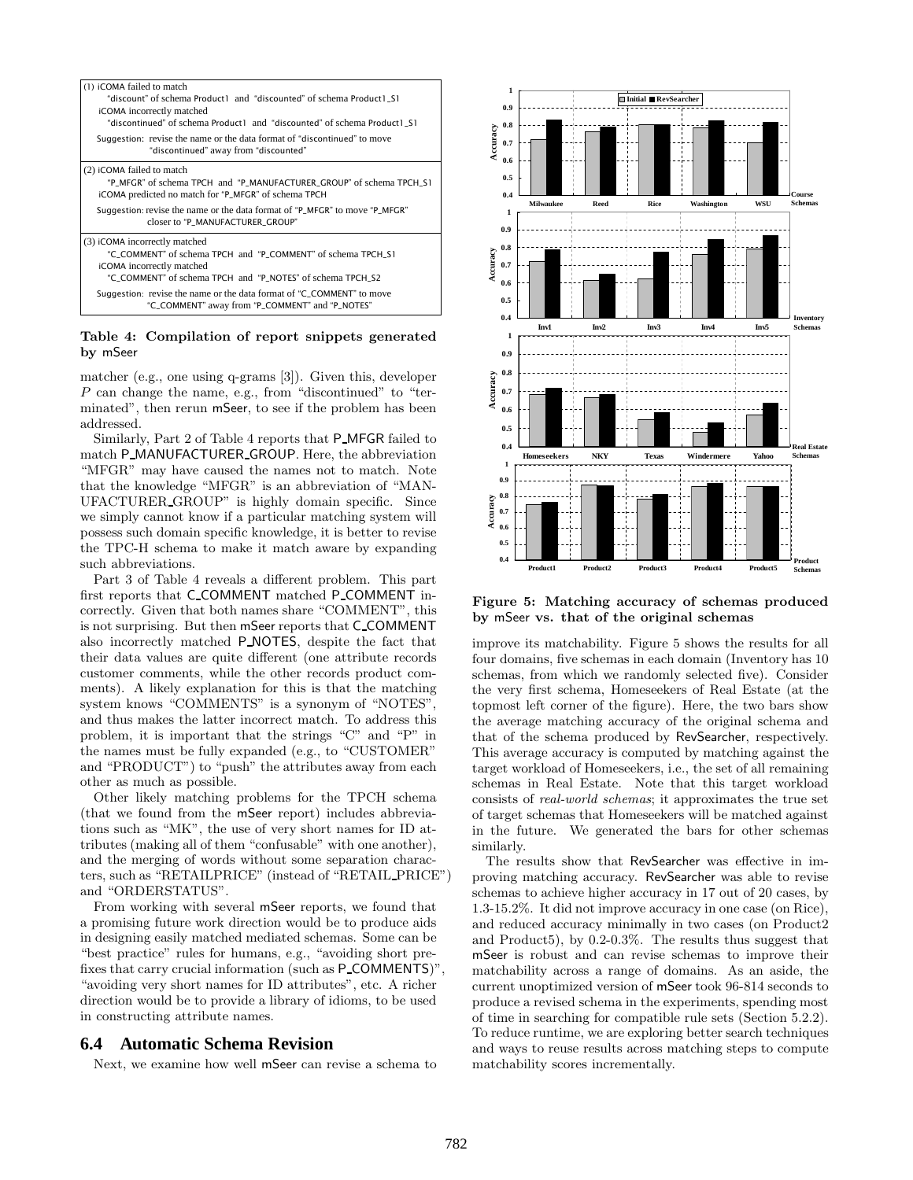(1) iCOMA failed to match
"discount" of schema Product1 and "discounted" of schema Product1_S1
iCOMA incorrectly matched
"discontinued" of schema Product1 and "discounted" of schema Product1_S1
Suggestion: revise the name or the data format of "discontinued" to move "discontinued" away from "discounted"

(2) iCOMA failed to match
"P_MFGR" of schema TPCH and "P_MANUFACTURER_GROUP" of schema TPCH_S1
iCOMA predicted no match for "P_MFGR" of schema TPCH
Suggestion: revise the name or the data format of "P_MFGR" to move "P_MFGR" closer to "P_MANUFACTURER_GROUP"

(3) iCOMA incorrectly matched
"C_COMMENT" of schema TPCH and "P_COMMENT" of schema TPCH_S1
iCOMA incorrectly matched
"C_COMMENT" of schema TPCH and "P_NOTES" of schema TPCH_S2
Suggestion: revise the name or the data format of "C_COMMENT" to move "C_COMMENT" away from "P_COMMENT" and "P_NOTES"

**Table 4: Compilation of report snippets generated by mSeer**

matcher (e.g., one using q-grams [3]). Given this, developer $P$ can change the name, e.g., from "discontinued" to "terminated", then rerun mSeer, to see if the problem has been addressed.

Similarly, Part 2 of Table 4 reports that P_MFGR failed to match P_MANUFACTURER_GROUP. Here, the abbreviation "MFGR" may have caused the names not to match. Note that the knowledge "MFGR" is an abbreviation of "MANUFACTURER_GROUP" is highly domain specific. Since we simply cannot know if a particular matching system will possess such domain specific knowledge, it is better to revise the TPC-H schema to make it match aware by expanding such abbreviations.

Part 3 of Table 4 reveals a different problem. This part first reports that C_COMMENT matched P_COMMENT incorrectly. Given that both names share "COMMENT", this is not surprising. But then mSeer reports that C_COMMENT also incorrectly matched P_NOTES, despite the fact that their data values are quite different (one attribute records customer comments, while the other records product comments). A likely explanation for this is that the matching system knows "COMMENTS" is a synonym of "NOTES", and thus makes the latter incorrect match. To address this problem, it is important that the strings "C" and "P" in the names must be fully expanded (e.g., to "CUSTOMER" and "PRODUCT") to "push" the attributes away from each other as much as possible.

Other likely matching problems for the TPCH schema (that we found from the mSeer report) includes abbreviations such as "MK", the use of very short names for ID attributes (making all of them "confusable" with one another), and the merging of words without some separation characters, such as "RETAILPRICE" (instead of "RETAIL_PRICE") and "ORDERSTATUS".

From working with several mSeer reports, we found that a promising future work direction would be to produce aids in designing easily matched mediated schemas. Some can be "best practice" rules for humans, e.g., "avoiding short prefixes that carry crucial information (such as P_COMMENTS)", "avoiding very short names for ID attributes", etc. A richer direction would be to provide a library of idioms, to be used in constructing attribute names.

## 6.4 Automatic Schema Revision

Next, we examine how well mSeer can revise a schema to improve its matchability. Figure 5 shows the results for all four domains, five schemas in each domain (Inventory has 10 schemas, from which we randomly selected five). Consider the very first schema, Homeseekers of Real Estate (at the topmost left corner of the figure). Here, the two bars show the average matching accuracy of the original schema and that of the schema produced by RevSearcher, respectively. This average accuracy is computed by matching against the target workload of Homeseekers, i.e., the set of all remaining schemas in Real Estate. Note that this target workload consists of *real-world schemas*; it approximates the true set of target schemas that Homeseekers will be matched against in the future. We generated the bars for other schemas similarly.

**Figure 5: Matching accuracy of schemas produced by mSeer vs. that of the original schemas**

The results show that RevSearcher was effective in improving matching accuracy. RevSearcher was able to revise schemas to achieve higher accuracy in 17 out of 20 cases, by 1.3-15.2%. It did not improve accuracy in one case (on Rice), and reduced accuracy minimally in two cases (on Product2 and Product5), by 0.2-0.3%. The results thus suggest that mSeer is robust and can revise schemas to improve their matchability across a range of domains. As an aside, the current unoptimized version of mSeer took 96-814 seconds to produce a revised schema in the experiments, spending most of time in searching for compatible rule sets (Section 5.2.2). To reduce runtime, we are exploring better search techniques and ways to reuse results across matching steps to compute matchability scores incrementally.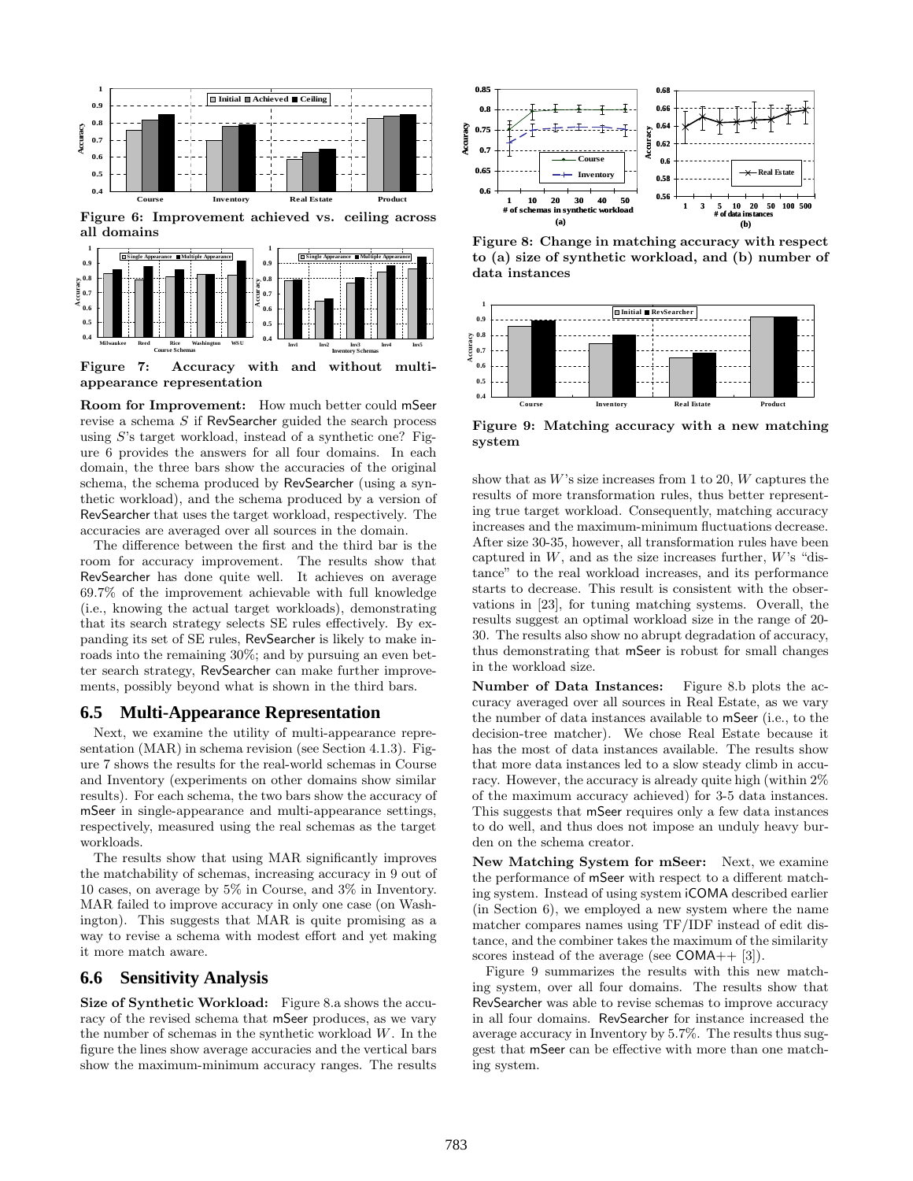Figure 6: Improvement achieved vs. ceiling across all domains

Figure 7: Accuracy with and without multi-appearance representation

**Room for Improvement:** How much better could mSeer revise a schema $S$ if RevSearcher guided the search process using $S$'s target workload, instead of a synthetic one? Figure 6 provides the answers for all four domains. In each domain, the three bars show the accuracies of the original schema, the schema produced by RevSearcher (using a synthetic workload), and the schema produced by a version of RevSearcher that uses the target workload, respectively. The accuracies are averaged over all sources in the domain.

The difference between the first and the third bar is the room for accuracy improvement. The results show that RevSearcher has done quite well. It achieves on average 69.7% of the improvement achievable with full knowledge (i.e., knowing the actual target workloads), demonstrating that its search strategy selects SE rules effectively. By expanding its set of SE rules, RevSearcher is likely to make inroads into the remaining 30%; and by pursuing an even better search strategy, RevSearcher can make further improvements, possibly beyond what is shown in the third bars.

## 6.5 Multi-Appearance Representation

Next, we examine the utility of multi-appearance representation (MAR) in schema revision (see Section 4.1.3). Figure 7 shows the results for the real-world schemas in Course and Inventory (experiments on other domains show similar results). For each schema, the two bars show the accuracy of mSeer in single-appearance and multi-appearance settings, respectively, measured using the real schemas as the target workloads.

The results show that using MAR significantly improves the matchability of schemas, increasing accuracy in 9 out of 10 cases, on average by 5% in Course, and 3% in Inventory. MAR failed to improve accuracy in only one case (on Washington). This suggests that MAR is quite promising as a way to revise a schema with modest effort and yet making it more match aware.

## 6.6 Sensitivity Analysis

**Size of Synthetic Workload:** Figure 8.a shows the accuracy of the revised schema that mSeer produces, as we vary the number of schemas in the synthetic workload $W$. In the figure the lines show average accuracies and the vertical bars show the maximum-minimum accuracy ranges. The results show that as $W$'s size increases from 1 to 20, $W$ captures the results of more transformation rules, thus better representing true target workload. Consequently, matching accuracy increases and the maximum-minimum fluctuations decrease. After size 30-35, however, all transformation rules have been captured in $W$, and as the size increases further, $W$'s "distance" to the real workload increases, and its performance starts to decrease. This result is consistent with the observations in [23], for tuning matching systems. Overall, the results suggest an optimal workload size in the range of 20-30. The results also show no abrupt degradation of accuracy, thus demonstrating that mSeer is robust for small changes in the workload size.

Figure 8: Change in matching accuracy with respect to (a) size of synthetic workload, and (b) number of data instances

Figure 9: Matching accuracy with a new matching system

**Number of Data Instances:** Figure 8.b plots the accuracy averaged over all sources in Real Estate, as we vary the number of data instances available to mSeer (i.e., to the decision-tree matcher). We chose Real Estate because it has the most of data instances available. The results show that more data instances led to a slow steady climb in accuracy. However, the accuracy is already quite high (within 2% of the maximum accuracy achieved) for 3-5 data instances. This suggests that mSeer requires only a few data instances to do well, and thus does not impose an unduly heavy burden on the schema creator.

**New Matching System for mSeer:** Next, we examine the performance of mSeer with respect to a different matching system. Instead of using system iCOMA described earlier (in Section 6), we employed a new system where the name matcher compares names using TF/IDF instead of edit distance, and the combiner takes the maximum of the similarity scores instead of the average (see COMA++ [3]).

Figure 9 summarizes the results with this new matching system, over all four domains. The results show that RevSearcher was able to revise schemas to improve accuracy in all four domains. RevSearcher for instance increased the average accuracy in Inventory by 5.7%. The results thus suggest that mSeer can be effective with more than one matching system.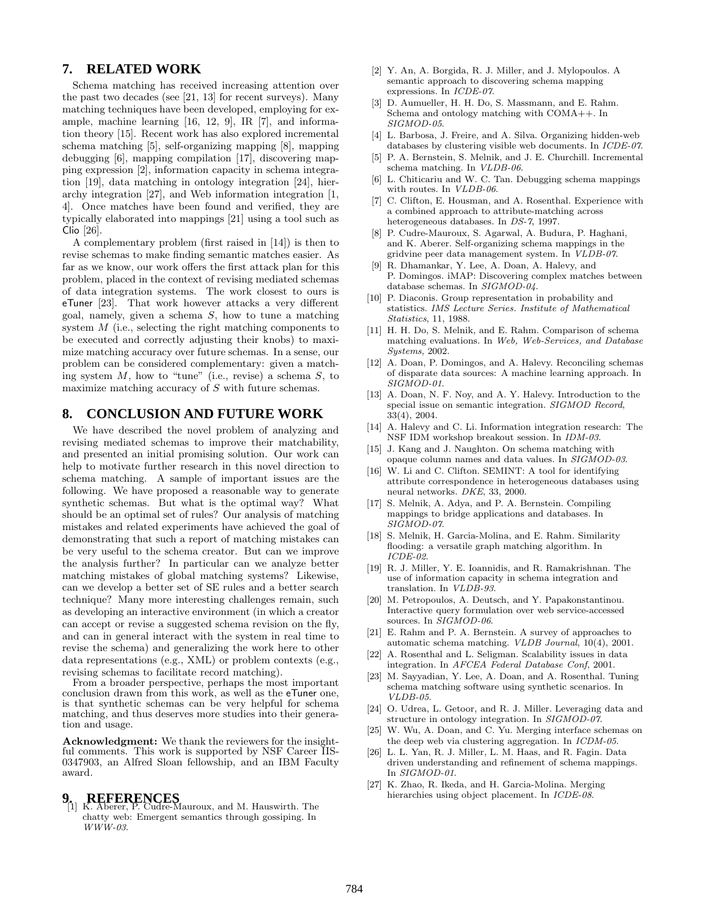## 7. RELATED WORK

Schema matching has received increasing attention over the past two decades (see [21, 13] for recent surveys). Many matching techniques have been developed, employing for example, machine learning [16, 12, 9], IR [7], and information theory [15]. Recent work has also explored incremental schema matching [5], self-organizing mapping [8], mapping debugging [6], mapping compilation [17], discovering mapping expression [2], information capacity in schema integration [19], data matching in ontology integration [24], hierarchy integration [27], and Web information integration [1, 4]. Once matches have been found and verified, they are typically elaborated into mappings [21] using a tool such as Clio [26].

A complementary problem (first raised in [14]) is then to revise schemas to make finding semantic matches easier. As far as we know, our work offers the first attack plan for this problem, placed in the context of revising mediated schemas of data integration systems. The work closest to ours is eTuner [23]. That work however attacks a very different goal, namely, given a schema $S$, how to tune a matching system $M$ (i.e., selecting the right matching components to be executed and correctly adjusting their knobs) to maximize matching accuracy over future schemas. In a sense, our problem can be considered complementary: given a matching system $M$, how to "tune" (i.e., revise) a schema $S$, to maximize matching accuracy of $S$ with future schemas.

## 8. CONCLUSION AND FUTURE WORK

We have described the novel problem of analyzing and revising mediated schemas to improve their matchability, and presented an initial promising solution. Our work can help to motivate further research in this novel direction to schema matching. A sample of important issues are the following. We have proposed a reasonable way to generate synthetic schemas. But what is the optimal way? What should be an optimal set of rules? Our analysis of matching mistakes and related experiments have achieved the goal of demonstrating that such a report of matching mistakes can be very useful to the schema creator. But can we improve the analysis further? In particular can we analyze better matching mistakes of global matching systems? Likewise, can we develop a better set of SE rules and a better search technique? Many more interesting challenges remain, such as developing an interactive environment (in which a creator can accept or revise a suggested schema revision on the fly, and can in general interact with the system in real time to revise the schema) and generalizing the work here to other data representations (e.g., XML) or problem contexts (e.g., revising schemas to facilitate record matching).

From a broader perspective, perhaps the most important conclusion drawn from this work, as well as the eTuner one, is that synthetic schemas can be very helpful for schema matching, and thus deserves more studies into their generation and usage.

**Acknowledgment:** We thank the reviewers for the insightful comments. This work is supported by NSF Career IIS-0347903, an Alfred Sloan fellowship, and an IBM Faculty award.

## 9. REFERENCES

[1] K. Aberer, P. Cudre-Mauroux, and M. Hauswirth. The chatty web: Emergent semantics through gossiping. In *WWW-03*.

[2] Y. An, A. Borgida, R. J. Miller, and J. Mylopoulos. A semantic approach to discovering schema mapping expressions. In *ICDE-07*.

[3] D. Aumueller, H. H. Do, S. Massmann, and E. Rahm. Schema and ontology matching with COMA++. In *SIGMOD-05*.

[4] L. Barbosa, J. Freire, and A. Silva. Organizing hidden-web databases by clustering visible web documents. In *ICDE-07*.

[5] P. A. Bernstein, S. Melnik, and J. E. Churchill. Incremental schema matching. In *VLDB-06*.

[6] L. Chiticariu and W. C. Tan. Debugging schema mappings with routes. In *VLDB-06*.

[7] C. Clifton, E. Housman, and A. Rosenthal. Experience with a combined approach to attribute-matching across heterogeneous databases. In *DS-7*, 1997.

[8] P. Cudre-Mauroux, S. Agarwal, A. Budura, P. Haghani, and K. Aberer. Self-organizing schema mappings in the gridvine peer data management system. In *VLDB-07*.

[9] R. Dhamankar, Y. Lee, A. Doan, A. Halevy, and P. Domingos. iMAP: Discovering complex matches between database schemas. In *SIGMOD-04*.

[10] P. Diaconis. Group representation in probability and statistics. *IMS Lecture Series. Institute of Mathematical Statistics*, 11, 1988.

[11] H. H. Do, S. Melnik, and E. Rahm. Comparison of schema matching evaluations. In *Web, Web-Services, and Database Systems*, 2002.

[12] A. Doan, P. Domingos, and A. Halevy. Reconciling schemas of disparate data sources: A machine learning approach. In *SIGMOD-01*.

[13] A. Doan, N. F. Noy, and A. Y. Halevy. Introduction to the special issue on semantic integration. *SIGMOD Record*, 33(4), 2004.

[14] A. Halevy and C. Li. Information integration research: The NSF IDM workshop breakout session. In *IDM-03*.

[15] J. Kang and J. Naughton. On schema matching with opaque column names and data values. In *SIGMOD-03*.

[16] W. Li and C. Clifton. SEMINT: A tool for identifying attribute correspondence in heterogeneous databases using neural networks. *DKE*, 33, 2000.

[17] S. Melnik, A. Adya, and P. A. Bernstein. Compiling mappings to bridge applications and databases. In *SIGMOD-07*.

[18] S. Melnik, H. Garcia-Molina, and E. Rahm. Similarity flooding: a versatile graph matching algorithm. In *ICDE-02*.

[19] R. J. Miller, Y. E. Ioannidis, and R. Ramakrishnan. The use of information capacity in schema integration and translation. In *VLDB-93*.

[20] M. Petropoulos, A. Deutsch, and Y. Papakonstantinou. Interactive query formulation over web service-accessed sources. In *SIGMOD-06*.

[21] E. Rahm and P. A. Bernstein. A survey of approaches to automatic schema matching. *VLDB Journal*, 10(4), 2001.

[22] A. Rosenthal and L. Seligman. Scalability issues in data integration. In *AFCEA Federal Database Conf*, 2001.

[23] M. Sayyadian, Y. Lee, A. Doan, and A. Rosenthal. Tuning schema matching software using synthetic scenarios. In *VLDB-05*.

[24] O. Udrea, L. Getoor, and R. J. Miller. Leveraging data and structure in ontology integration. In *SIGMOD-07*.

[25] W. Wu, A. Doan, and C. Yu. Merging interface schemas on the deep web via clustering aggregation. In *ICDM-05*.

[26] L. L. Yan, R. J. Miller, L. M. Haas, and R. Fagin. Data driven understanding and refinement of schema mappings. In *SIGMOD-01*.

[27] K. Zhao, R. Ikeda, and H. Garcia-Molina. Merging hierarchies using object placement. In *ICDE-08*.